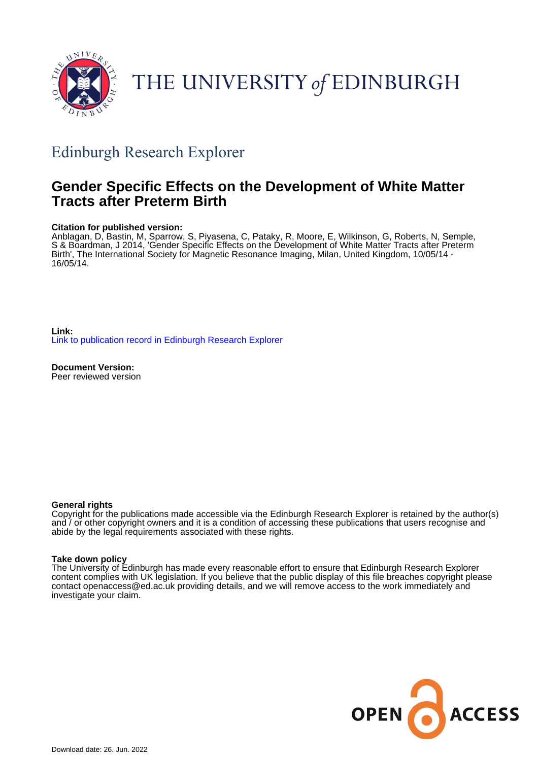THE UNIVERSITY of EDINBURGH

## Edinburgh Research Explorer

# Gender Specific Effects on the Development of White Matter Tracts after Preterm Birth

**Citation for published version:**
Anblagan, D, Bastin, M, Sparrow, S, Piyasena, C, Pataky, R, Moore, E, Wilkinson, G, Roberts, N, Semple, S & Boardman, J 2014, 'Gender Specific Effects on the Development of White Matter Tracts after Preterm Birth', The International Society for Magnetic Resonance Imaging, Milan, United Kingdom, 10/05/14 - 16/05/14.

**Link:**
Link to publication record in Edinburgh Research Explorer

**Document Version:**
Peer reviewed version

**General rights**
Copyright for the publications made accessible via the Edinburgh Research Explorer is retained by the author(s) and / or other copyright owners and it is a condition of accessing these publications that users recognise and abide by the legal requirements associated with these rights.

**Take down policy**
The University of Edinburgh has made every reasonable effort to ensure that Edinburgh Research Explorer content complies with UK legislation. If you believe that the public display of this file breaches copyright please contact openaccess@ed.ac.uk providing details, and we will remove access to the work immediately and investigate your claim.

OPEN ACCESS

Download date: 26. Jun. 2022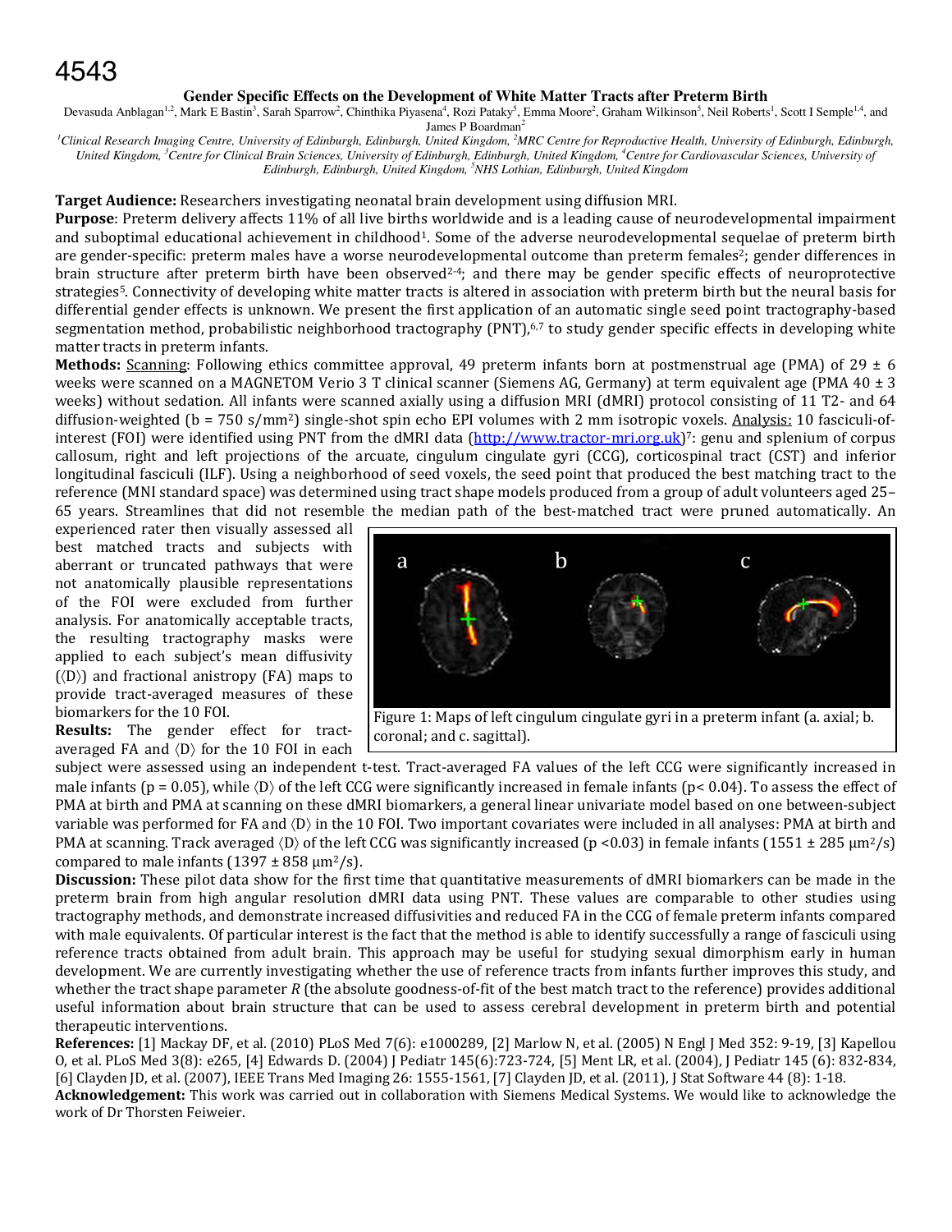4543

# Gender Specific Effects on the Development of White Matter Tracts after Preterm Birth

Devasuda Anblagan[1,2], Mark E Bastin[3], Sarah Sparrow[2], Chinthika Piyasena[4], Rozi Pataky[5], Emma Moore[2], Graham Wilkinson[5], Neil Roberts[1], Scott I Semple[1,4], and James P Boardman[2]

[1]*Clinical Research Imaging Centre, University of Edinburgh, Edinburgh, United Kingdom,* [2]*MRC Centre for Reproductive Health, University of Edinburgh, Edinburgh, United Kingdom,* [3]*Centre for Clinical Brain Sciences, University of Edinburgh, Edinburgh, United Kingdom,* [4]*Centre for Cardiovascular Sciences, University of Edinburgh, Edinburgh, United Kingdom,* [5]*NHS Lothian, Edinburgh, United Kingdom*

**Target Audience:** Researchers investigating neonatal brain development using diffusion MRI.

**Purpose**: Preterm delivery affects 11% of all live births worldwide and is a leading cause of neurodevelopmental impairment and suboptimal educational achievement in childhood[1]. Some of the adverse neurodevelopmental sequelae of preterm birth are gender-specific: preterm males have a worse neurodevelopmental outcome than preterm females[2]; gender differences in brain structure after preterm birth have been observed[2-4]; and there may be gender specific effects of neuroprotective strategies[5]. Connectivity of developing white matter tracts is altered in association with preterm birth but the neural basis for differential gender effects is unknown. We present the first application of an automatic single seed point tractography-based segmentation method, probabilistic neighborhood tractography (PNT),[6,7] to study gender specific effects in developing white matter tracts in preterm infants.

**Methods:** Scanning: Following ethics committee approval, 49 preterm infants born at postmenstrual age (PMA) of 29 ± 6 weeks were scanned on a MAGNETOM Verio 3 T clinical scanner (Siemens AG, Germany) at term equivalent age (PMA 40 ± 3 weeks) without sedation. All infants were scanned axially using a diffusion MRI (dMRI) protocol consisting of 11 T2- and 64 diffusion-weighted (b = 750 s/mm$^2$) single-shot spin echo EPI volumes with 2 mm isotropic voxels. Analysis: 10 fasciculi-of-interest (FOI) were identified using PNT from the dMRI data (http://www.tractor-mri.org.uk)[7]: genu and splenium of corpus callosum, right and left projections of the arcuate, cingulum cingulate gyri (CCG), corticospinal tract (CST) and inferior longitudinal fasciculi (ILF). Using a neighborhood of seed voxels, the seed point that produced the best matching tract to the reference (MNI standard space) was determined using tract shape models produced from a group of adult volunteers aged 25–65 years. Streamlines that did not resemble the median path of the best-matched tract were pruned automatically. An experienced rater then visually assessed all best matched tracts and subjects with aberrant or truncated pathways that were not anatomically plausible representations of the FOI were excluded from further analysis. For anatomically acceptable tracts, the resulting tractography masks were applied to each subject's mean diffusivity ($\langle D \rangle$) and fractional anistropy (FA) maps to provide tract-averaged measures of these biomarkers for the 10 FOI.

a b c

Figure 1: Maps of left cingulum cingulate gyri in a preterm infant (a. axial; b. coronal; and c. sagittal).

**Results:** The gender effect for tract-averaged FA and $\langle D \rangle$ for the 10 FOI in each subject were assessed using an independent t-test. Tract-averaged FA values of the left CCG were significantly increased in male infants ($p = 0.05$), while $\langle D \rangle$ of the left CCG were significantly increased in female infants ($p < 0.04$). To assess the effect of PMA at birth and PMA at scanning on these dMRI biomarkers, a general linear univariate model based on one between-subject variable was performed for FA and $\langle D \rangle$ in the 10 FOI. Two important covariates were included in all analyses: PMA at birth and PMA at scanning. Track averaged $\langle D \rangle$ of the left CCG was significantly increased ($p < 0.03$) in female infants (1551 ± 285 μm$^2$/s) compared to male infants (1397 ± 858 μm$^2$/s).

**Discussion:** These pilot data show for the first time that quantitative measurements of dMRI biomarkers can be made in the preterm brain from high angular resolution dMRI data using PNT. These values are comparable to other studies using tractography methods, and demonstrate increased diffusivities and reduced FA in the CCG of female preterm infants compared with male equivalents. Of particular interest is the fact that the method is able to identify successfully a range of fasciculi using reference tracts obtained from adult brain. This approach may be useful for studying sexual dimorphism early in human development. We are currently investigating whether the use of reference tracts from infants further improves this study, and whether the tract shape parameter *R* (the absolute goodness-of-fit of the best match tract to the reference) provides additional useful information about brain structure that can be used to assess cerebral development in preterm birth and potential therapeutic interventions.

**References:** [1] Mackay DF, et al. (2010) PLoS Med 7(6): e1000289, [2] Marlow N, et al. (2005) N Engl J Med 352: 9-19, [3] Kapellou O, et al. PLoS Med 3(8): e265, [4] Edwards D. (2004) J Pediatr 145(6):723-724, [5] Ment LR, et al. (2004), J Pediatr 145 (6): 832-834, [6] Clayden JD, et al. (2007), IEEE Trans Med Imaging 26: 1555-1561, [7] Clayden JD, et al. (2011), J Stat Software 44 (8): 1-18.

**Acknowledgement:** This work was carried out in collaboration with Siemens Medical Systems. We would like to acknowledge the work of Dr Thorsten Feiweier.